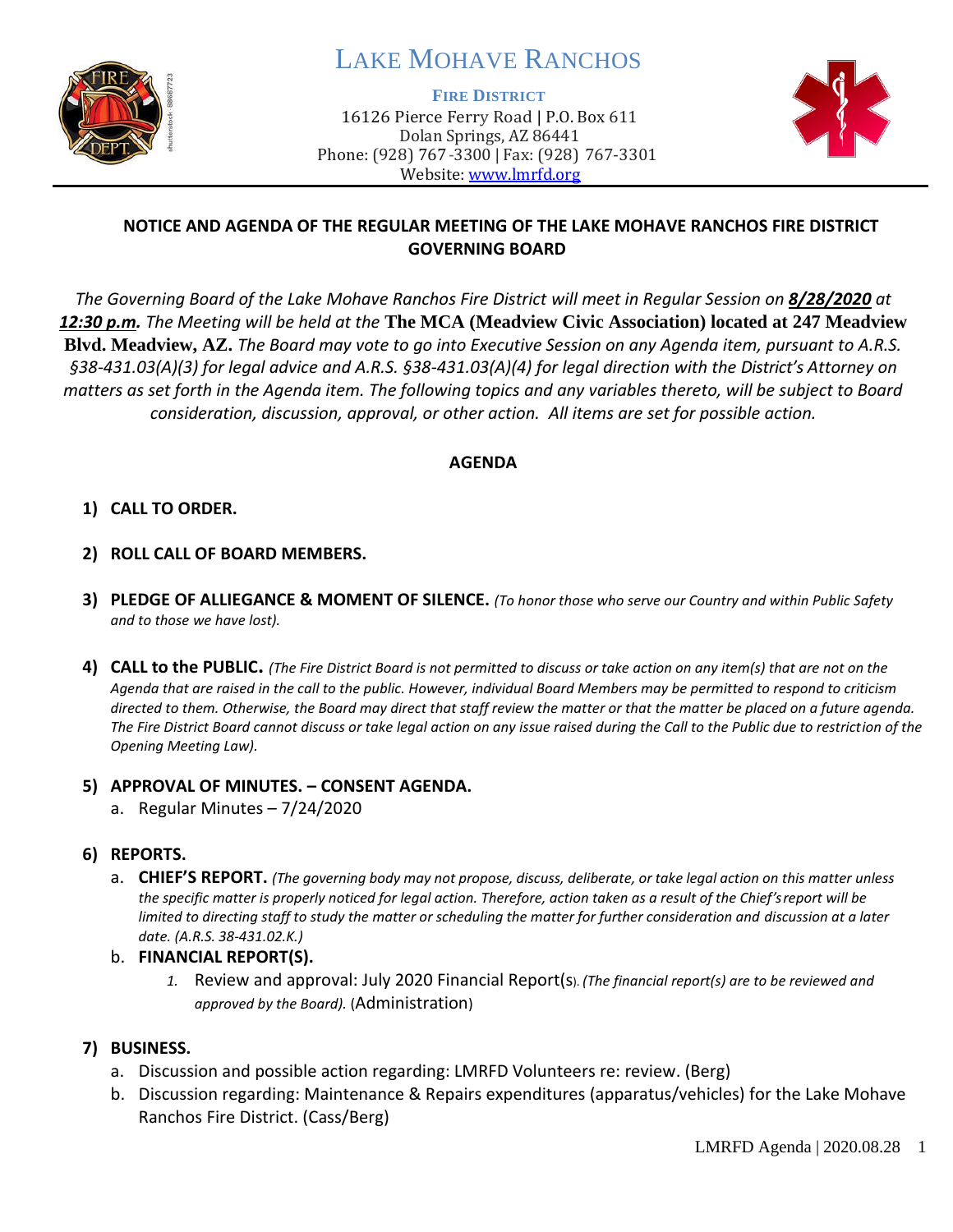# LAKE MOHAVE RANCHOS

**FIRE DISTRICT**
16126 Pierce Ferry Road | P.O. Box 611
Dolan Springs, AZ 86441
Phone: (928) 767-3300 | Fax: (928) 767-3301
Website: www.lmrfd.org

## NOTICE AND AGENDA OF THE REGULAR MEETING OF THE LAKE MOHAVE RANCHOS FIRE DISTRICT GOVERNING BOARD

*The Governing Board of the Lake Mohave Ranchos Fire District will meet in Regular Session on **8/28/2020** at **12:30 p.m**. The Meeting will be held at the* **The MCA (Meadview Civic Association) located at 247 Meadview Blvd. Meadview, AZ.** *The Board may vote to go into Executive Session on any Agenda item, pursuant to A.R.S. §38-431.03(A)(3) for legal advice and A.R.S. §38-431.03(A)(4) for legal direction with the District's Attorney on matters as set forth in the Agenda item. The following topics and any variables thereto, will be subject to Board consideration, discussion, approval, or other action. All items are set for possible action.*

## AGENDA

1) **CALL TO ORDER.**

2) **ROLL CALL OF BOARD MEMBERS.**

3) **PLEDGE OF ALLIEGANCE & MOMENT OF SILENCE.** *(To honor those who serve our Country and within Public Safety and to those we have lost).*

4) **CALL to the PUBLIC.** *(The Fire District Board is not permitted to discuss or take action on any item(s) that are not on the Agenda that are raised in the call to the public. However, individual Board Members may be permitted to respond to criticism directed to them. Otherwise, the Board may direct that staff review the matter or that the matter be placed on a future agenda. The Fire District Board cannot discuss or take legal action on any issue raised during the Call to the Public due to restriction of the Opening Meeting Law).*

5) **APPROVAL OF MINUTES. – CONSENT AGENDA.**
   a. Regular Minutes – 7/24/2020

6) **REPORTS.**
   a. **CHIEF'S REPORT.** *(The governing body may not propose, discuss, deliberate, or take legal action on this matter unless the specific matter is properly noticed for legal action. Therefore, action taken as a result of the Chief's report will be limited to directing staff to study the matter or scheduling the matter for further consideration and discussion at a later date. (A.R.S. 38-431.02.K.)*
   b. **FINANCIAL REPORT(S).**
      1. Review and approval: July 2020 Financial Report(s). *(The financial report(s) are to be reviewed and approved by the Board).* (Administration)

7) **BUSINESS.**
   a. Discussion and possible action regarding: LMRFD Volunteers re: review. (Berg)
   b. Discussion regarding: Maintenance & Repairs expenditures (apparatus/vehicles) for the Lake Mohave Ranchos Fire District. (Cass/Berg)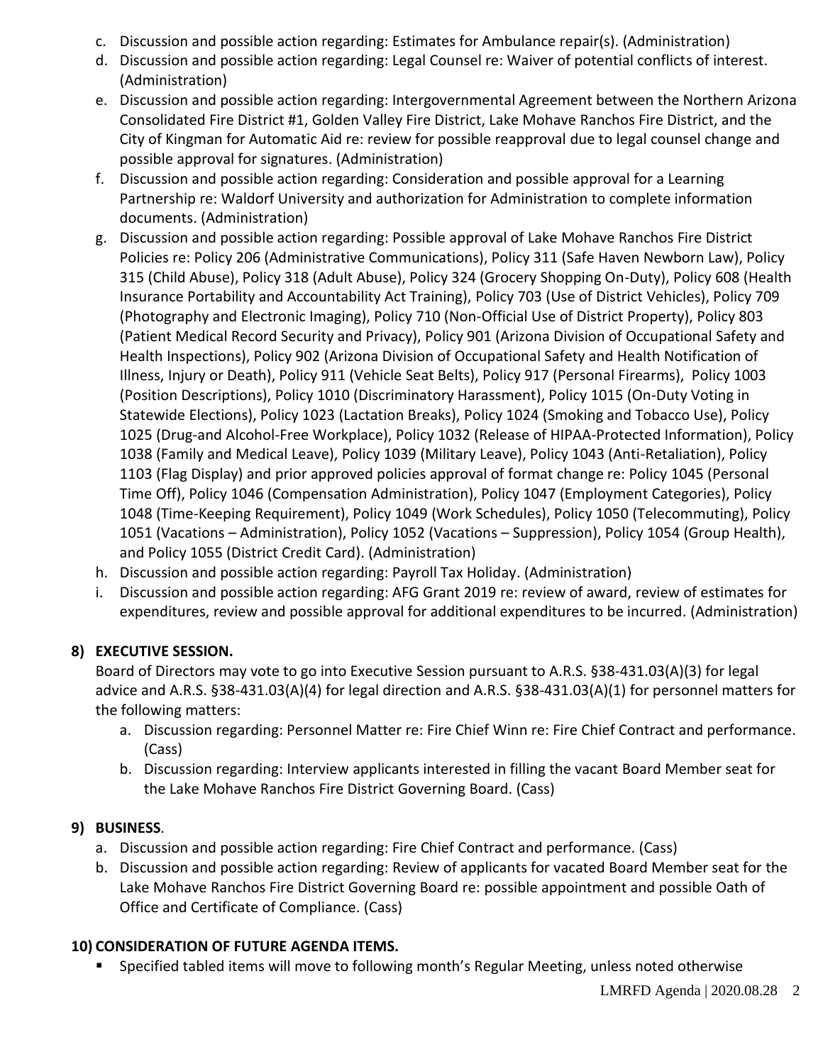c. Discussion and possible action regarding: Estimates for Ambulance repair(s). (Administration)
d. Discussion and possible action regarding: Legal Counsel re: Waiver of potential conflicts of interest. (Administration)
e. Discussion and possible action regarding: Intergovernmental Agreement between the Northern Arizona Consolidated Fire District #1, Golden Valley Fire District, Lake Mohave Ranchos Fire District, and the City of Kingman for Automatic Aid re: review for possible reapproval due to legal counsel change and possible approval for signatures. (Administration)
f. Discussion and possible action regarding: Consideration and possible approval for a Learning Partnership re: Waldorf University and authorization for Administration to complete information documents. (Administration)
g. Discussion and possible action regarding: Possible approval of Lake Mohave Ranchos Fire District Policies re: Policy 206 (Administrative Communications), Policy 311 (Safe Haven Newborn Law), Policy 315 (Child Abuse), Policy 318 (Adult Abuse), Policy 324 (Grocery Shopping On-Duty), Policy 608 (Health Insurance Portability and Accountability Act Training), Policy 703 (Use of District Vehicles), Policy 709 (Photography and Electronic Imaging), Policy 710 (Non-Official Use of District Property), Policy 803 (Patient Medical Record Security and Privacy), Policy 901 (Arizona Division of Occupational Safety and Health Inspections), Policy 902 (Arizona Division of Occupational Safety and Health Notification of Illness, Injury or Death), Policy 911 (Vehicle Seat Belts), Policy 917 (Personal Firearms), Policy 1003 (Position Descriptions), Policy 1010 (Discriminatory Harassment), Policy 1015 (On-Duty Voting in Statewide Elections), Policy 1023 (Lactation Breaks), Policy 1024 (Smoking and Tobacco Use), Policy 1025 (Drug-and Alcohol-Free Workplace), Policy 1032 (Release of HIPAA-Protected Information), Policy 1038 (Family and Medical Leave), Policy 1039 (Military Leave), Policy 1043 (Anti-Retaliation), Policy 1103 (Flag Display) and prior approved policies approval of format change re: Policy 1045 (Personal Time Off), Policy 1046 (Compensation Administration), Policy 1047 (Employment Categories), Policy 1048 (Time-Keeping Requirement), Policy 1049 (Work Schedules), Policy 1050 (Telecommuting), Policy 1051 (Vacations – Administration), Policy 1052 (Vacations – Suppression), Policy 1054 (Group Health), and Policy 1055 (District Credit Card). (Administration)
h. Discussion and possible action regarding: Payroll Tax Holiday. (Administration)
i. Discussion and possible action regarding: AFG Grant 2019 re: review of award, review of estimates for expenditures, review and possible approval for additional expenditures to be incurred. (Administration)

**8) EXECUTIVE SESSION.**

Board of Directors may vote to go into Executive Session pursuant to A.R.S. §38-431.03(A)(3) for legal advice and A.R.S. §38-431.03(A)(4) for legal direction and A.R.S. §38-431.03(A)(1) for personnel matters for the following matters:

a. Discussion regarding: Personnel Matter re: Fire Chief Winn re: Fire Chief Contract and performance. (Cass)
b. Discussion regarding: Interview applicants interested in filling the vacant Board Member seat for the Lake Mohave Ranchos Fire District Governing Board. (Cass)

**9) BUSINESS.**

a. Discussion and possible action regarding: Fire Chief Contract and performance. (Cass)
b. Discussion and possible action regarding: Review of applicants for vacated Board Member seat for the Lake Mohave Ranchos Fire District Governing Board re: possible appointment and possible Oath of Office and Certificate of Compliance. (Cass)

**10) CONSIDERATION OF FUTURE AGENDA ITEMS.**

- Specified tabled items will move to following month's Regular Meeting, unless noted otherwise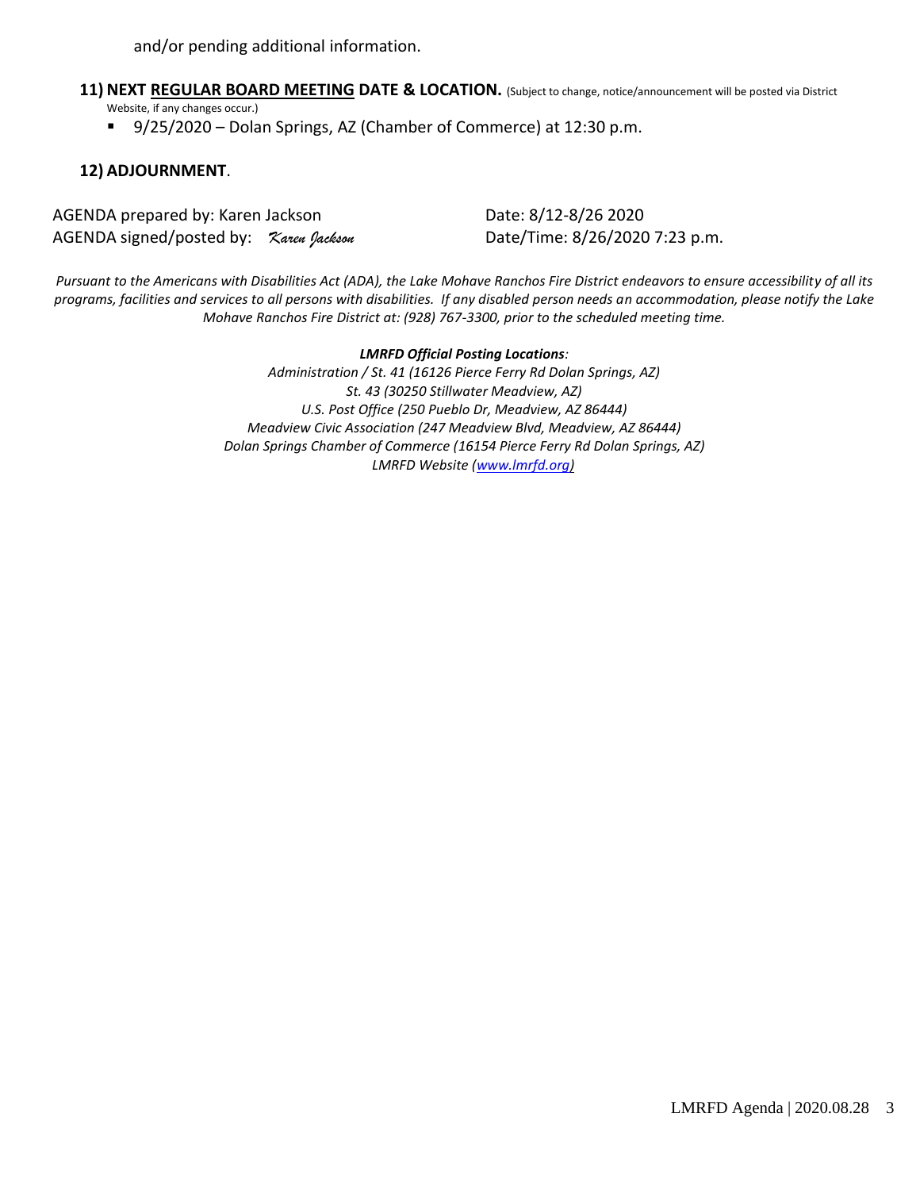and/or pending additional information.

**11) NEXT REGULAR BOARD MEETING DATE & LOCATION.** (Subject to change, notice/announcement will be posted via District Website, if any changes occur.)

- 9/25/2020 – Dolan Springs, AZ (Chamber of Commerce) at 12:30 p.m.

**12) ADJOURNMENT**.

| | |
|---|---|
| AGENDA prepared by: Karen Jackson | Date: 8/12-8/26 2020 |
| AGENDA signed/posted by: *Karen Jackson* | Date/Time: 8/26/2020 7:23 p.m. |

*Pursuant to the Americans with Disabilities Act (ADA), the Lake Mohave Ranchos Fire District endeavors to ensure accessibility of all its programs, facilities and services to all persons with disabilities. If any disabled person needs an accommodation, please notify the Lake Mohave Ranchos Fire District at: (928) 767-3300, prior to the scheduled meeting time.*

***LMRFD Official Posting Locations**:*

*Administration / St. 41 (16126 Pierce Ferry Rd Dolan Springs, AZ)*
*St. 43 (30250 Stillwater Meadview, AZ)*
*U.S. Post Office (250 Pueblo Dr, Meadview, AZ 86444)*
*Meadview Civic Association (247 Meadview Blvd, Meadview, AZ 86444)*
*Dolan Springs Chamber of Commerce (16154 Pierce Ferry Rd Dolan Springs, AZ)*
*LMRFD Website (www.lmrfd.org)*